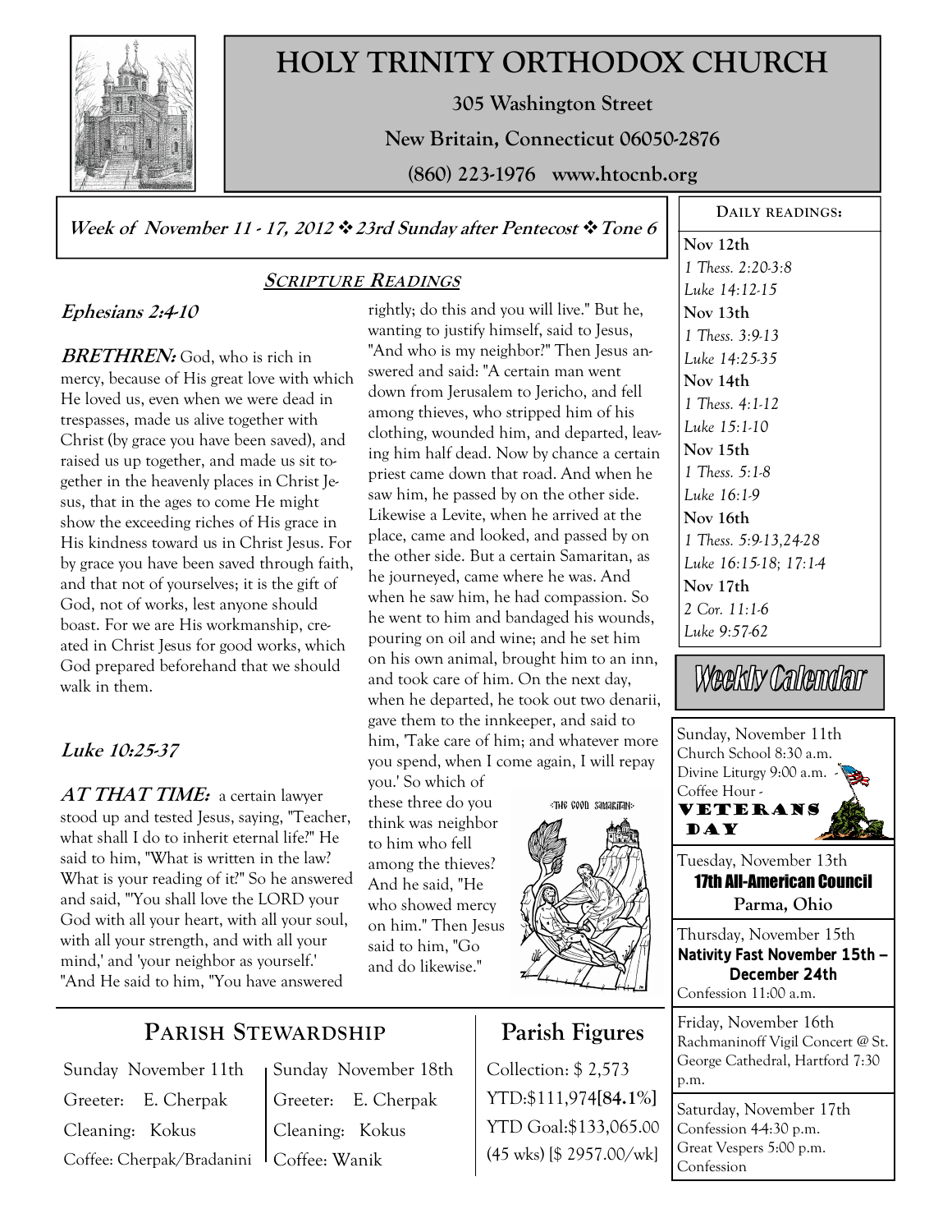# HOLY TRINITY ORTHODOX CHURCH

**305 Washington Street**

**New Britain, Connecticut 06050-2876**

**(860) 223-1976 www.htocnb.org**

***Week of November 11 - 17, 2012 ❖ 23rd Sunday after Pentecost ❖ Tone 6***

## SCRIPTURE READINGS

### *Ephesians 2:4-10*

***BRETHREN:*** God, who is rich in mercy, because of His great love with which He loved us, even when we were dead in trespasses, made us alive together with Christ (by grace you have been saved), and raised us up together, and made us sit together in the heavenly places in Christ Jesus, that in the ages to come He might show the exceeding riches of His grace in His kindness toward us in Christ Jesus. For by grace you have been saved through faith, and that not of yourselves; it is the gift of God, not of works, lest anyone should boast. For we are His workmanship, created in Christ Jesus for good works, which God prepared beforehand that we should walk in them.

### *Luke 10:25-37*

***AT THAT TIME:*** a certain lawyer stood up and tested Jesus, saying, "Teacher, what shall I do to inherit eternal life?" He said to him, "What is written in the law? What is your reading of it?" So he answered and said, "'You shall love the LORD your God with all your heart, with all your soul, with all your strength, and with all your mind,' and 'your neighbor as yourself.' "And He said to him, "You have answered rightly; do this and you will live." But he, wanting to justify himself, said to Jesus, "And who is my neighbor?" Then Jesus answered and said: "A certain man went down from Jerusalem to Jericho, and fell among thieves, who stripped him of his clothing, wounded him, and departed, leaving him half dead. Now by chance a certain priest came down that road. And when he saw him, he passed by on the other side. Likewise a Levite, when he arrived at the place, came and looked, and passed by on the other side. But a certain Samaritan, as he journeyed, came where he was. And when he saw him, he had compassion. So he went to him and bandaged his wounds, pouring on oil and wine; and he set him on his own animal, brought him to an inn, and took care of him. On the next day, when he departed, he took out two denarii, gave them to the innkeeper, and said to him, 'Take care of him; and whatever more you spend, when I come again, I will repay you.' So which of these three do you think was neighbor to him who fell among the thieves? And he said, "He who showed mercy on him." Then Jesus said to him, "Go and do likewise."

## PARISH STEWARDSHIP

| Sunday November 11th | Sunday November 18th |
|---|---|
| Greeter: E. Cherpak | Greeter: E. Cherpak |
| Cleaning: Kokus | Cleaning: Kokus |
| Coffee: Cherpak/Bradanini | Coffee: Wanik |

## Parish Figures

Collection: $ 2,573

YTD:$111,974**[84.1%]**

YTD Goal:$133,065.00

(45 wks) [$ 2957.00/wk]

## DAILY READINGS:

**Nov 12th**
*1 Thess. 2:20-3:8*
*Luke 14:12-15*

**Nov 13th**
*1 Thess. 3:9-13*
*Luke 14:25-35*

**Nov 14th**
*1 Thess. 4:1-12*
*Luke 15:1-10*

**Nov 15th**
*1 Thess. 5:1-8*
*Luke 16:1-9*

**Nov 16th**
*1 Thess. 5:9-13,24-28*
*Luke 16:15-18; 17:1-4*

**Nov 17th**
*2 Cor. 11:1-6*
*Luke 9:57-62*

## Weekly Calendar

Sunday, November 11th
Church School 8:30 a.m.
Divine Liturgy 9:00 a.m.
Coffee Hour
**VETERANS DAY**

Tuesday, November 13th
**17th All-American Council**
**Parma, Ohio**

Thursday, November 15th
**Nativity Fast November 15th – December 24th**
Confession 11:00 a.m.

Friday, November 16th
Rachmaninoff Vigil Concert @ St. George Cathedral, Hartford 7:30 p.m.

Saturday, November 17th
Confession 4-4:30 p.m.
Great Vespers 5:00 p.m.
Confession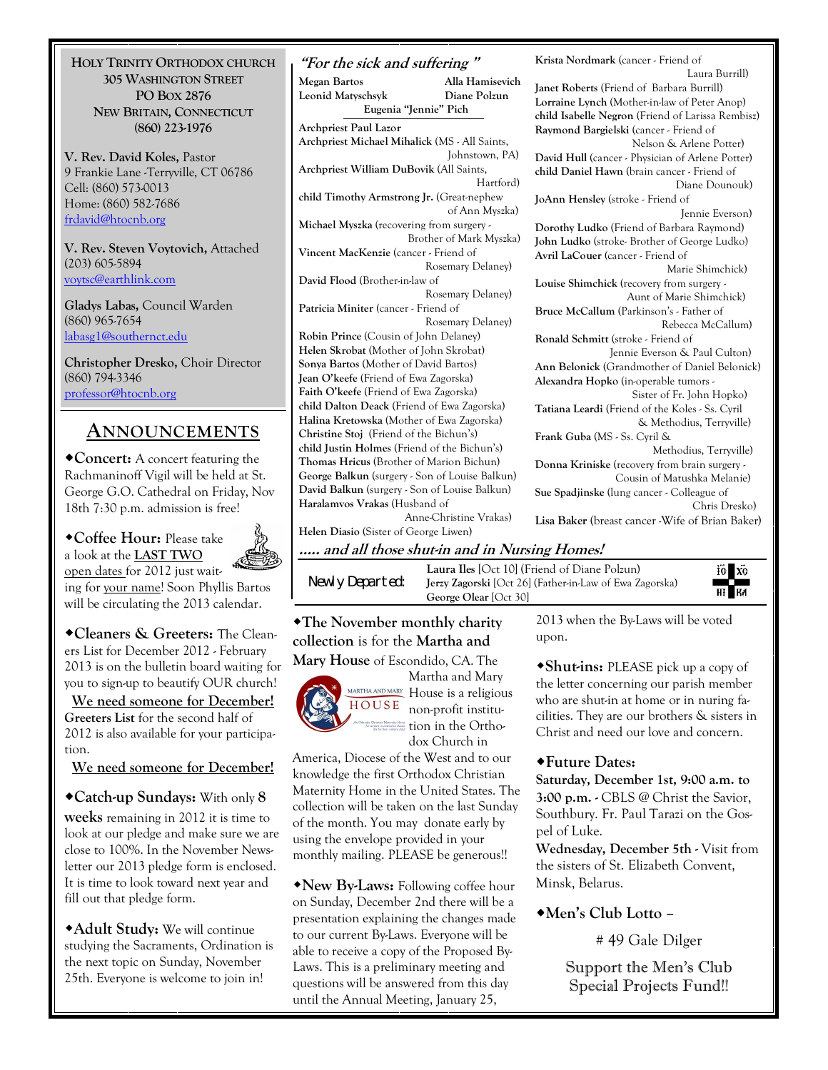**Holy Trinity Orthodox Church**
**305 Washington Street**
**PO Box 2876**
**New Britain, Connecticut**
**(860) 223-1976**

**V. Rev. David Koles,** Pastor
9 Frankie Lane -Terryville, CT 06786
Cell: (860) 573-0013
Home: (860) 582-7686
frdavid@htocnb.org

**V. Rev. Steven Voytovich,** Attached
(203) 605-5894
voytsc@earthlink.com

**Gladys Labas,** Council Warden
(860) 965-7654
labasg1@southernct.edu

**Christopher Dresko,** Choir Director
(860) 794-3346
professor@htocnb.org

## ANNOUNCEMENTS

◆**Concert:** A concert featuring the Rachmaninoff Vigil will be held at St. George G.O. Cathedral on Friday, Nov 18th 7:30 p.m. admission is free!

◆**Coffee Hour:** Please take a look at the **LAST TWO** open dates for 2012 just waiting for your name! Soon Phyllis Bartos will be circulating the 2013 calendar.

◆**Cleaners & Greeters:** The Cleaners List for December 2012 - February 2013 is on the bulletin board waiting for you to sign-up to beautify OUR church!

**We need someone for December!**

**Greeters List** for the second half of 2012 is also available for your participation.

**We need someone for December!**

◆**Catch-up Sundays:** With only **8 weeks** remaining in 2012 it is time to look at our pledge and make sure we are close to 100%. In the November Newsletter our 2013 pledge form is enclosed. It is time to look toward next year and fill out that pledge form.

◆**Adult Study:** We will continue studying the Sacraments, Ordination is the next topic on Sunday, November 25th. Everyone is welcome to join in!

## *"For the sick and suffering"*

**Megan Bartos** — **Alla Hamisevich**
**Leonid Matyschsyk** — **Diane Polzun**
**Eugenia "Jennie" Pich**

**Archpriest Paul Lazor**
**Archpriest Michael Mihalick** (MS - All Saints, Johnstown, PA)
**Archpriest William DuBovik** (All Saints, Hartford)
**child Timothy Armstrong Jr.** (Great-nephew of Ann Myszka)
**Michael Myszka** (recovering from surgery - Brother of Mark Myszka)
**Vincent MacKenzie** (cancer - Friend of Rosemary Delaney)
**David Flood** (Brother-in-law of Rosemary Delaney)
**Patricia Miniter** (cancer - Friend of Rosemary Delaney)
**Robin Prince** (Cousin of John Delaney)
**Helen Skrobat** (Mother of John Skrobat)
**Sonya Bartos** (Mother of David Bartos)
**Jean O'keefe** (Friend of Ewa Zagorska)
**Faith O'keefe** (Friend of Ewa Zagorska)
**child Dalton Deack** (Friend of Ewa Zagorska)
**Halina Kretowska** (Mother of Ewa Zagorska)
**Christine Stoj** (Friend of the Bichun's)
**child Justin Holmes** (Friend of the Bichun's)
**Thomas Hricus** (Brother of Marion Bichun)
**George Balkun** (surgery - Son of Louise Balkun)
**David Balkun** (surgery - Son of Louise Balkun)
**Haralamvos Vrakas** (Husband of Anne-Christine Vrakas)
**Helen Diasio** (Sister of George Liwen)
**Krista Nordmark** (cancer - Friend of Laura Burrill)
**Janet Roberts** (Friend of Barbara Burrill)
**Lorraine Lynch** (Mother-in-law of Peter Anop)
**child Isabelle Negron** (Friend of Larissa Rembisz)
**Raymond Bargielski** (cancer - Friend of Nelson & Arlene Potter)
**David Hull** (cancer - Physician of Arlene Potter)
**child Daniel Hawn** (brain cancer - Friend of Diane Dounouk)
**JoAnn Hensley** (stroke - Friend of Jennie Everson)
**Dorothy Ludko** (Friend of Barbara Raymond)
**John Ludko** (stroke- Brother of George Ludko)
**Avril LaCouer** (cancer - Friend of Marie Shimchick)
**Louise Shimchick** (recovery from surgery - Aunt of Marie Shimchick)
**Bruce McCallum** (Parkinson's - Father of Rebecca McCallum)
**Ronald Schmitt** (stroke - Friend of Jennie Everson & Paul Culton)
**Ann Belonick** (Grandmother of Daniel Belonick)
**Alexandra Hopko** (in-operable tumors - Sister of Fr. John Hopko)
**Tatiana Leardi** (Friend of the Koles - Ss. Cyril & Methodius, Terryville)
**Frank Guba** (MS - Ss. Cyril & Methodius, Terryville)
**Donna Kriniske** (recovery from brain surgery - Cousin of Matushka Melanie)
**Sue Spadjinske** (lung cancer - Colleague of Chris Dresko)
**Lisa Baker** (breast cancer -Wife of Brian Baker)

***..... and all those shut-in and in Nursing Homes!***

**Newly Departed:**
**Laura Iles** [Oct 10] (Friend of Diane Polzun)
**Jerzy Zagorski** [Oct 26] (Father-in-Law of Ewa Zagorska)
**George Olear** [Oct 30]

◆**The November monthly charity collection** is for the **Martha and Mary House** of Escondido, CA. The Martha and Mary House is a religious non-profit institution in the Orthodox Church in America, Diocese of the West and to our knowledge the first Orthodox Christian Maternity Home in the United States. The collection will be taken on the last Sunday of the month. You may donate early by using the envelope provided in your monthly mailing. PLEASE be generous!!

◆**New By-Laws:** Following coffee hour on Sunday, December 2nd there will be a presentation explaining the changes made to our current By-Laws. Everyone will be able to receive a copy of the Proposed By-Laws. This is a preliminary meeting and questions will be answered from this day until the Annual Meeting, January 25, 2013 when the By-Laws will be voted upon.

◆**Shut-ins:** PLEASE pick up a copy of the letter concerning our parish member who are shut-in at home or in nuring facilities. They are our brothers & sisters in Christ and need our love and concern.

◆**Future Dates:**

**Saturday, December 1st, 9:00 a.m. to 3:00 p.m.** - CBLS @ Christ the Savior, Southbury. Fr. Paul Tarazi on the Gospel of Luke.

**Wednesday, December 5th** - Visit from the sisters of St. Elizabeth Convent, Minsk, Belarus.

◆**Men's Club Lotto –**

# 49 Gale Dilger

Support the Men's Club Special Projects Fund!!